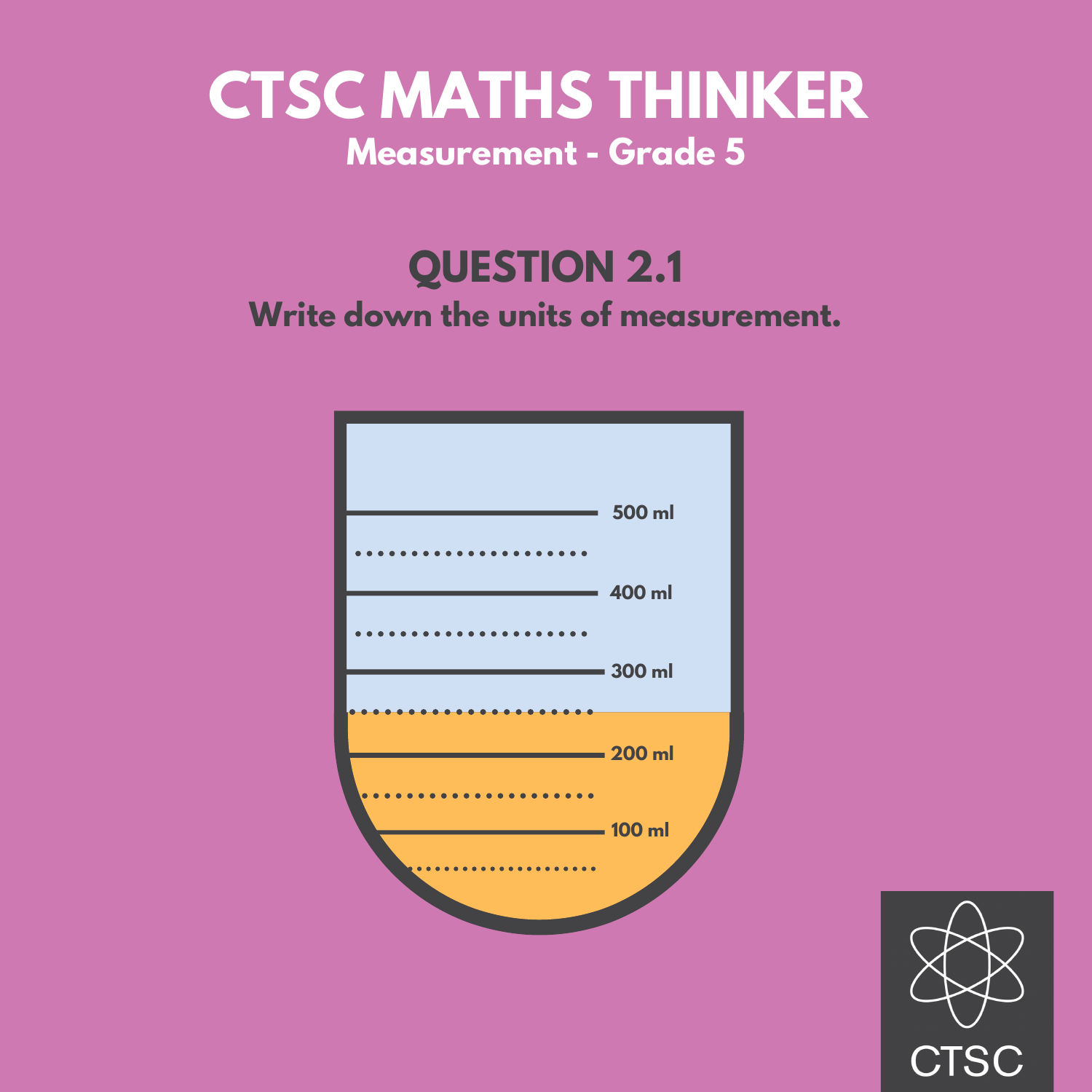# CTSC MATHS THINKER

**Measurement - Grade 5**

## QUESTION 2.1

**Write down the units of measurement.**

500 ml

400 ml

300 ml

200 ml

100 ml

CTSC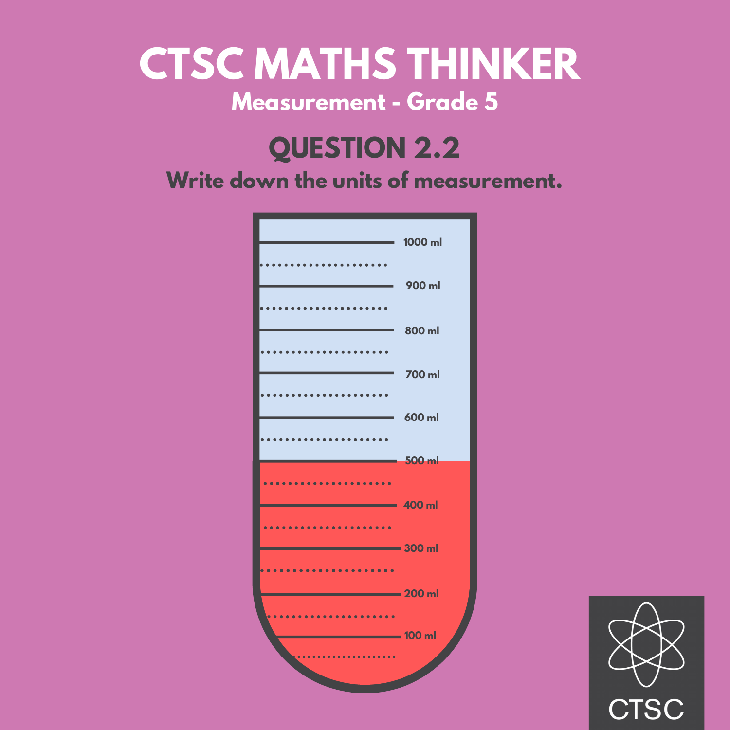# CTSC MATHS THINKER

## Measurement - Grade 5

## QUESTION 2.2

**Write down the units of measurement.**

1000 ml

900 ml

800 ml

700 ml

600 ml

500 ml

400 ml

300 ml

200 ml

100 ml

CTSC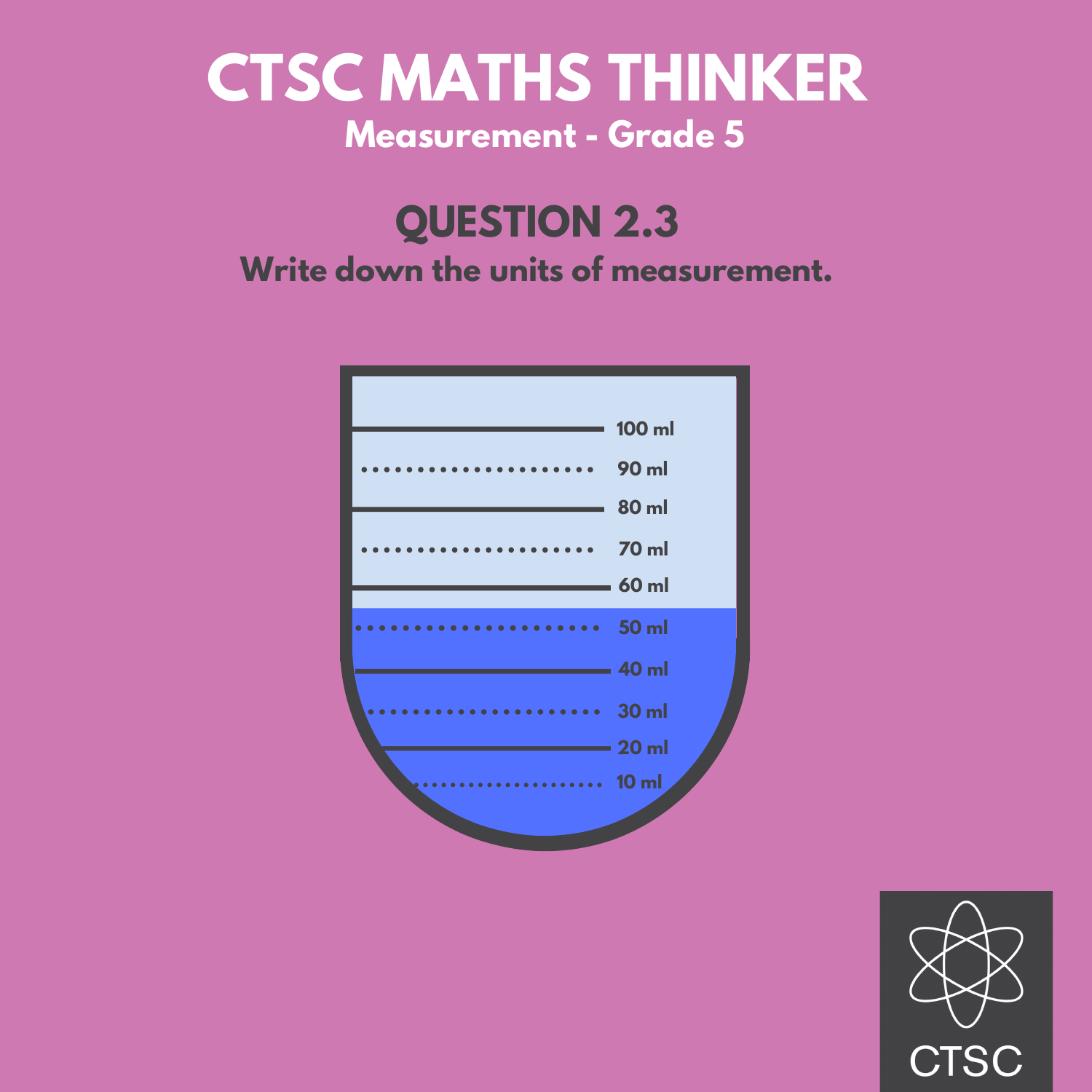# CTSC MATHS THINKER

**Measurement - Grade 5**

## QUESTION 2.3

**Write down the units of measurement.**

100 ml

90 ml

80 ml

70 ml

60 ml

50 ml

40 ml

30 ml

20 ml

10 ml

CTSC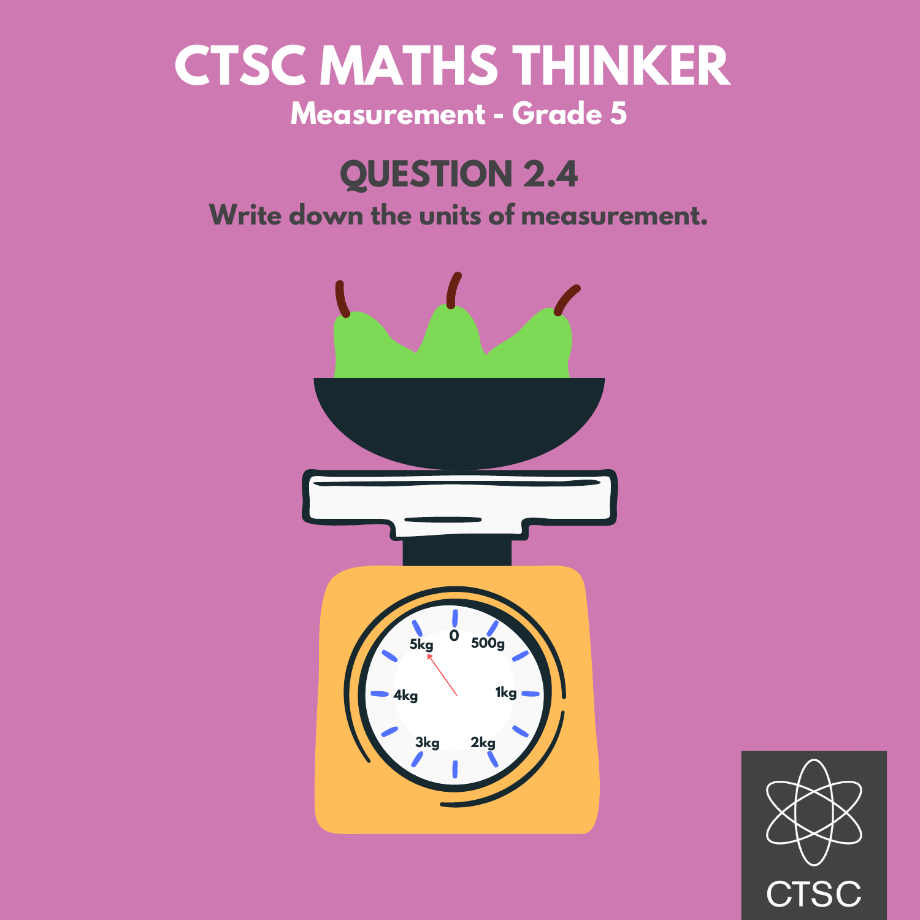# CTSC MATHS THINKER

**Measurement - Grade 5**

## QUESTION 2.4

**Write down the units of measurement.**

0

500g

1kg

2kg

3kg

4kg

5kg

CTSC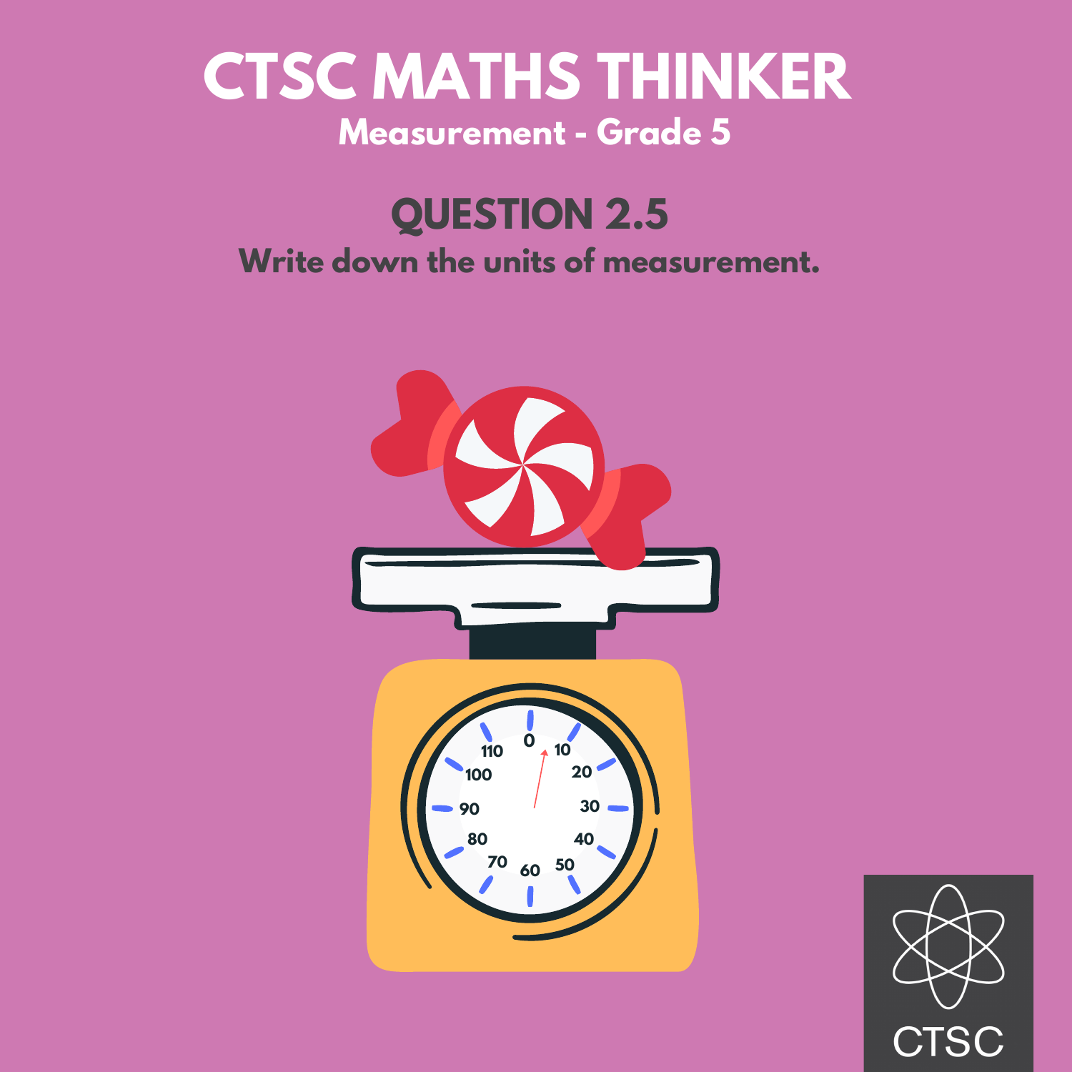# CTSC MATHS THINKER

**Measurement - Grade 5**

## QUESTION 2.5

**Write down the units of measurement.**

CTSC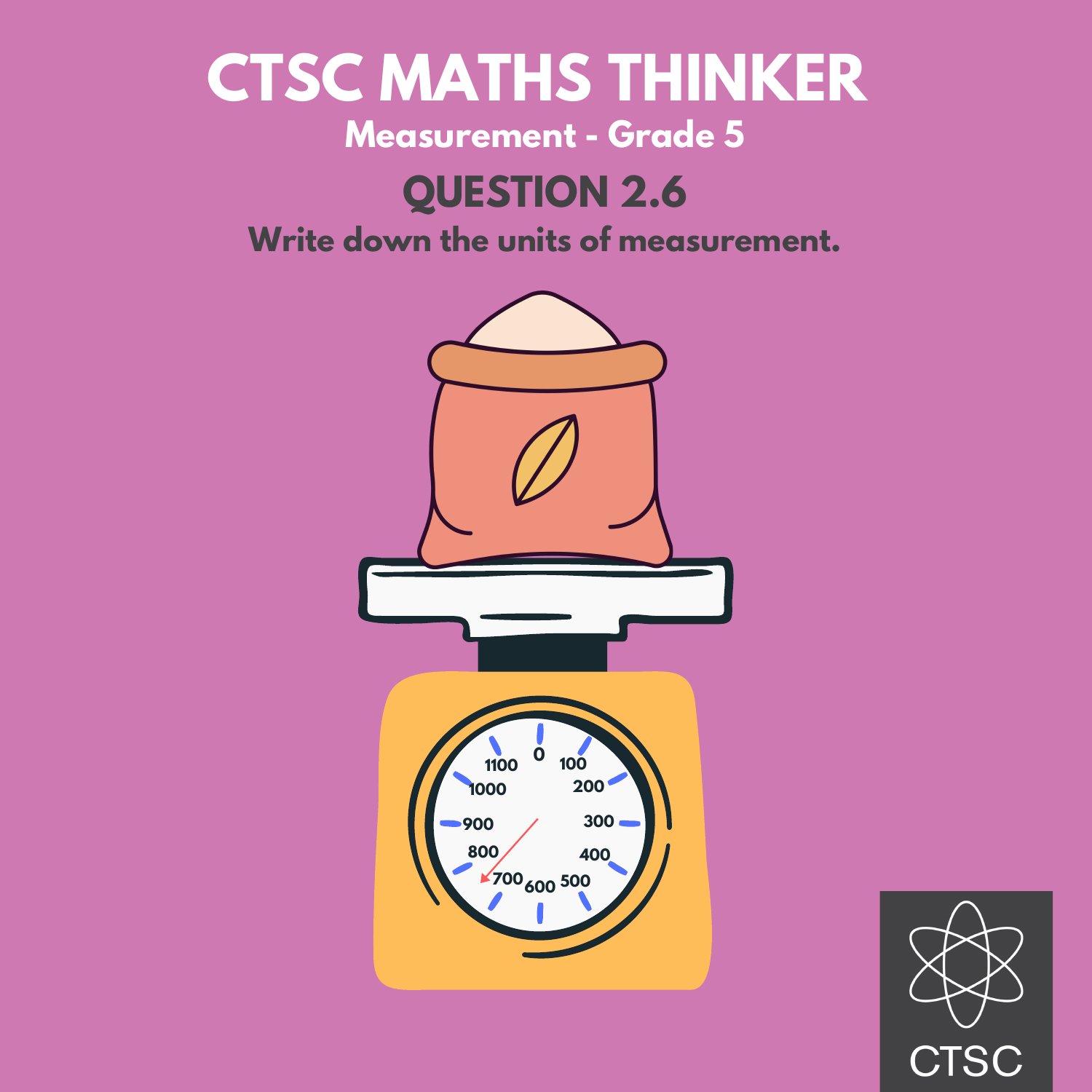# CTSC MATHS THINKER

## Measurement - Grade 5

## QUESTION 2.6

**Write down the units of measurement.**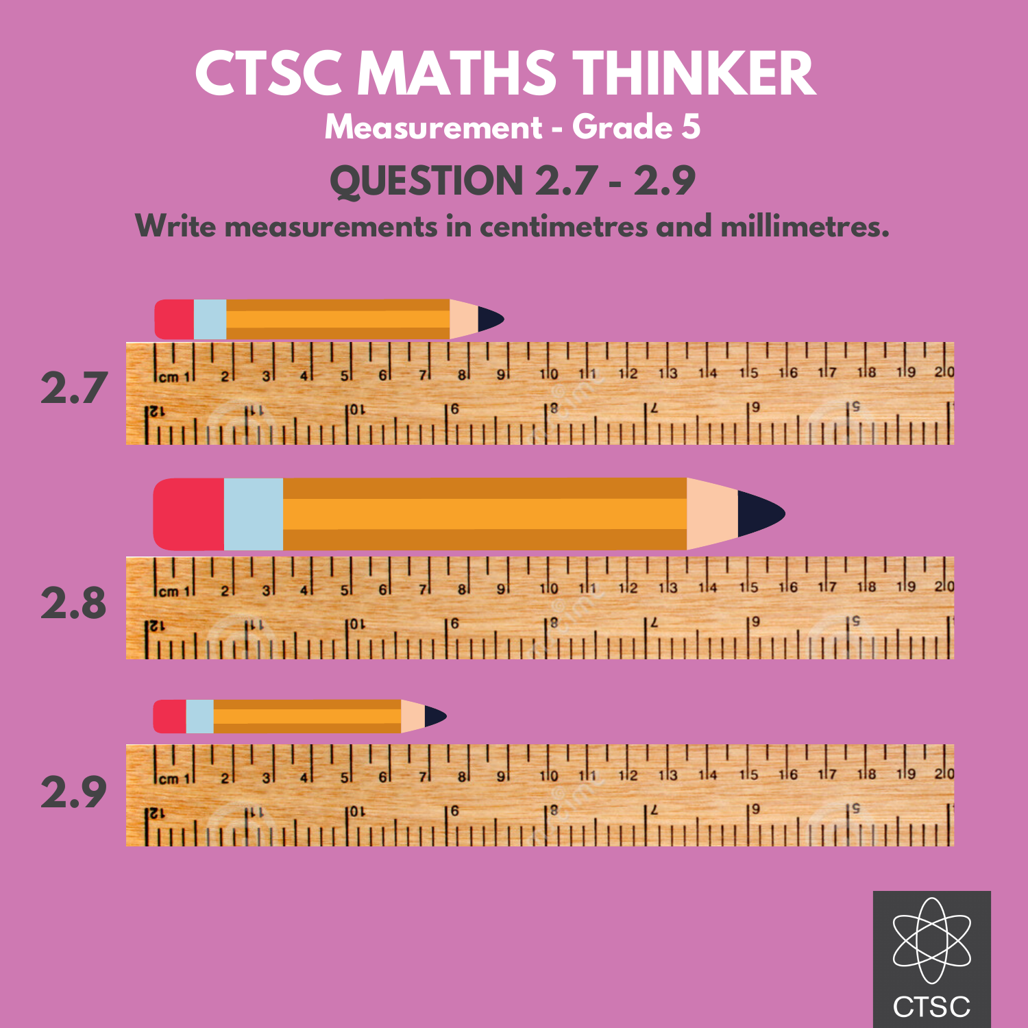# CTSC MATHS THINKER

### Measurement - Grade 5

## QUESTION 2.7 - 2.9

**Write measurements in centimetres and millimetres.**

2.7

2.8

2.9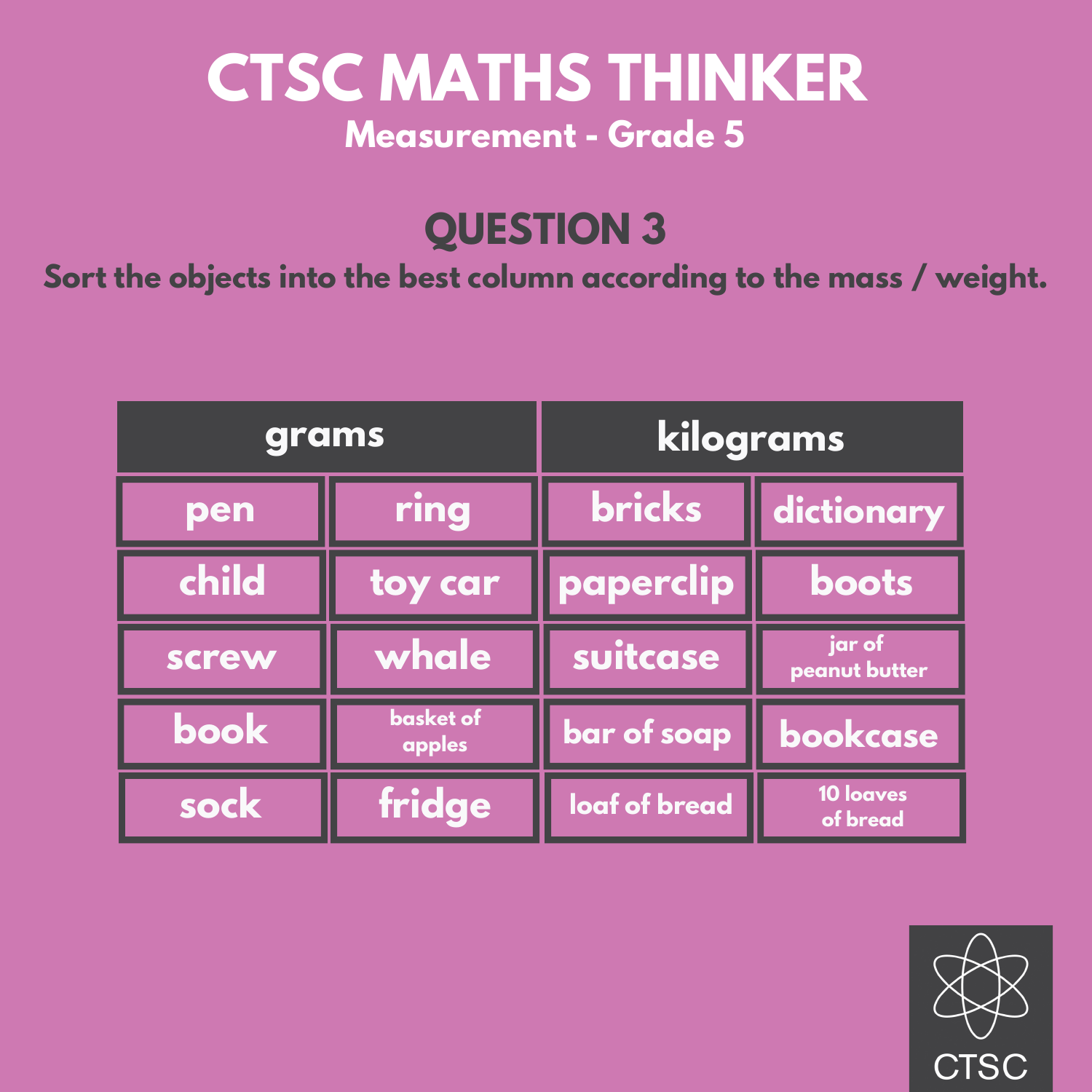# CTSC MATHS THINKER

## Measurement - Grade 5

## QUESTION 3

**Sort the objects into the best column according to the mass / weight.**

| grams | | kilograms | |
|---|---|---|---|
| pen | ring | bricks | dictionary |
| child | toy car | paperclip | boots |
| screw | whale | suitcase | jar of peanut butter |
| book | basket of apples | bar of soap | bookcase |
| sock | fridge | loaf of bread | 10 loaves of bread |

CTSC